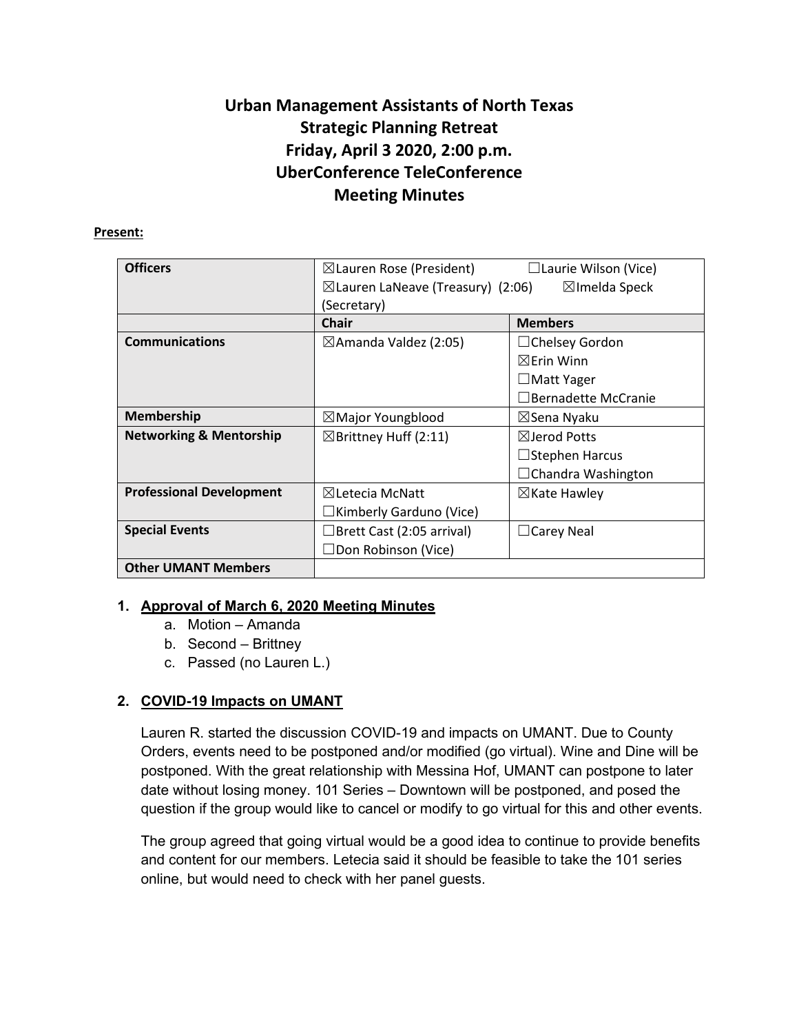# Urban Management Assistants of North Texas
## Strategic Planning Retreat
## Friday, April 3 2020, 2:00 p.m.
## UberConference TeleConference
## Meeting Minutes

**Present:**

| **Officers** | ☒Lauren Rose (President) ☐Laurie Wilson (Vice) ☒Lauren LaNeave (Treasury) (2:06) ☒Imelda Speck (Secretary) | |
|---|---|---|
| | **Chair** | **Members** |
| **Communications** | ☒Amanda Valdez (2:05) | ☐Chelsey Gordon<br>☒Erin Winn<br>☐Matt Yager<br>☐Bernadette McCranie |
| **Membership** | ☒Major Youngblood | ☒Sena Nyaku |
| **Networking & Mentorship** | ☒Brittney Huff (2:11) | ☒Jerod Potts<br>☐Stephen Harcus<br>☐Chandra Washington |
| **Professional Development** | ☒Letecia McNatt<br>☐Kimberly Garduno (Vice) | ☒Kate Hawley |
| **Special Events** | ☐Brett Cast (2:05 arrival)<br>☐Don Robinson (Vice) | ☐Carey Neal |
| **Other UMANT Members** | | |

1. **Approval of March 6, 2020 Meeting Minutes**
   a. Motion – Amanda
   b. Second – Brittney
   c. Passed (no Lauren L.)

2. **COVID-19 Impacts on UMANT**

   Lauren R. started the discussion COVID-19 and impacts on UMANT. Due to County Orders, events need to be postponed and/or modified (go virtual). Wine and Dine will be postponed. With the great relationship with Messina Hof, UMANT can postpone to later date without losing money. 101 Series – Downtown will be postponed, and posed the question if the group would like to cancel or modify to go virtual for this and other events.

   The group agreed that going virtual would be a good idea to continue to provide benefits and content for our members. Letecia said it should be feasible to take the 101 series online, but would need to check with her panel guests.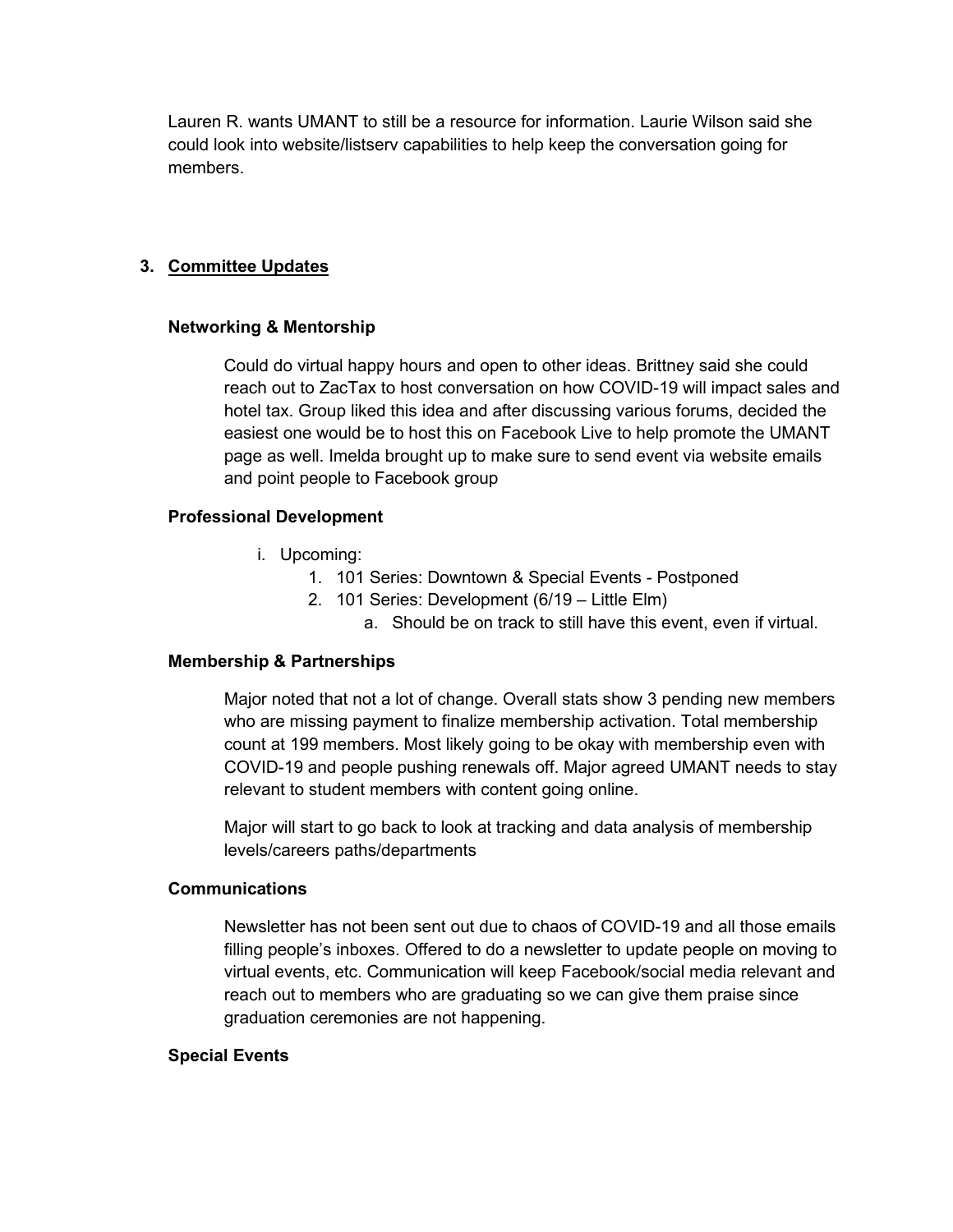Lauren R. wants UMANT to still be a resource for information. Laurie Wilson said she could look into website/listserv capabilities to help keep the conversation going for members.

3. **Committee Updates**

**Networking & Mentorship**

Could do virtual happy hours and open to other ideas. Brittney said she could reach out to ZacTax to host conversation on how COVID-19 will impact sales and hotel tax. Group liked this idea and after discussing various forums, decided the easiest one would be to host this on Facebook Live to help promote the UMANT page as well. Imelda brought up to make sure to send event via website emails and point people to Facebook group

**Professional Development**

i. Upcoming:
   1. 101 Series: Downtown & Special Events - Postponed
   2. 101 Series: Development (6/19 – Little Elm)
      a. Should be on track to still have this event, even if virtual.

**Membership & Partnerships**

Major noted that not a lot of change. Overall stats show 3 pending new members who are missing payment to finalize membership activation. Total membership count at 199 members. Most likely going to be okay with membership even with COVID-19 and people pushing renewals off. Major agreed UMANT needs to stay relevant to student members with content going online.

Major will start to go back to look at tracking and data analysis of membership levels/careers paths/departments

**Communications**

Newsletter has not been sent out due to chaos of COVID-19 and all those emails filling people's inboxes. Offered to do a newsletter to update people on moving to virtual events, etc. Communication will keep Facebook/social media relevant and reach out to members who are graduating so we can give them praise since graduation ceremonies are not happening.

**Special Events**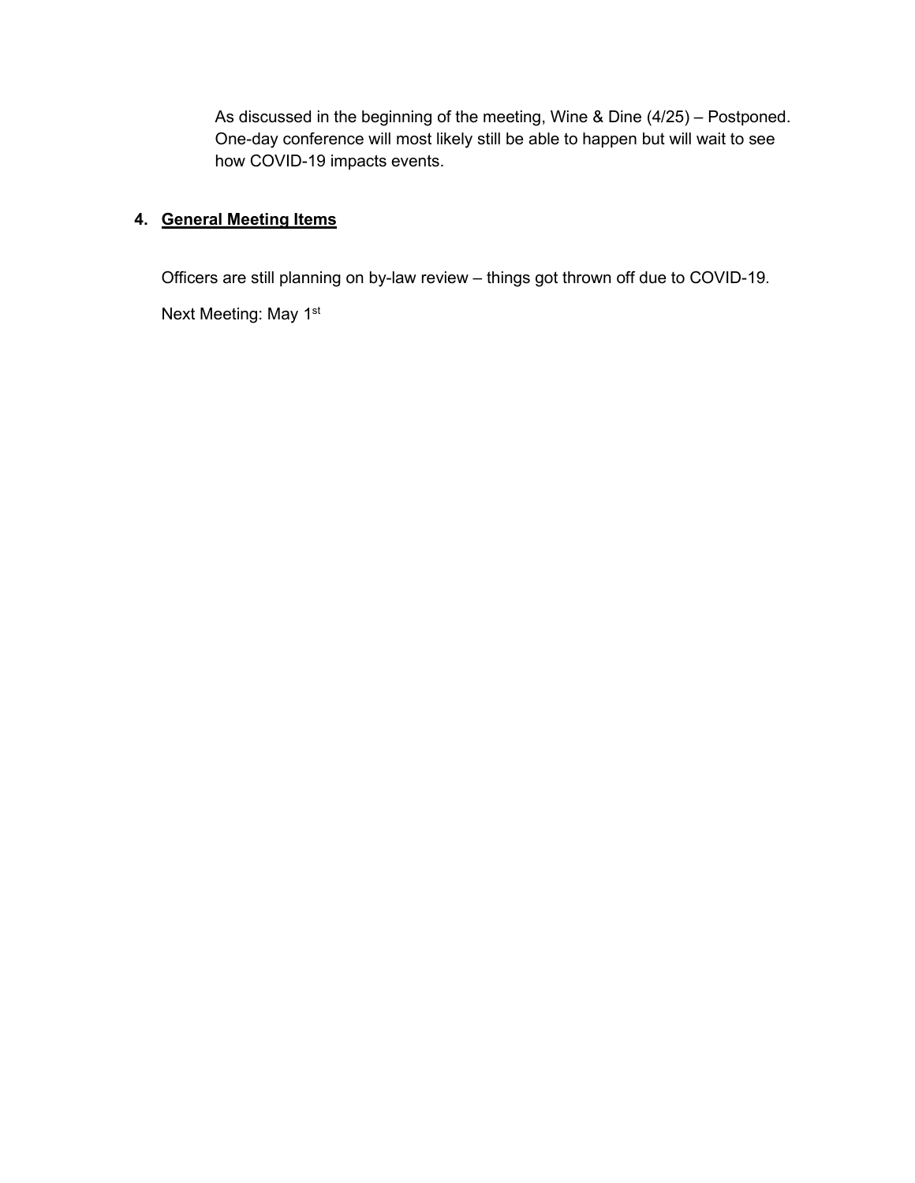As discussed in the beginning of the meeting, Wine & Dine (4/25) – Postponed. One-day conference will most likely still be able to happen but will wait to see how COVID-19 impacts events.

4. **General Meeting Items**

Officers are still planning on by-law review – things got thrown off due to COVID-19.

Next Meeting: May 1st